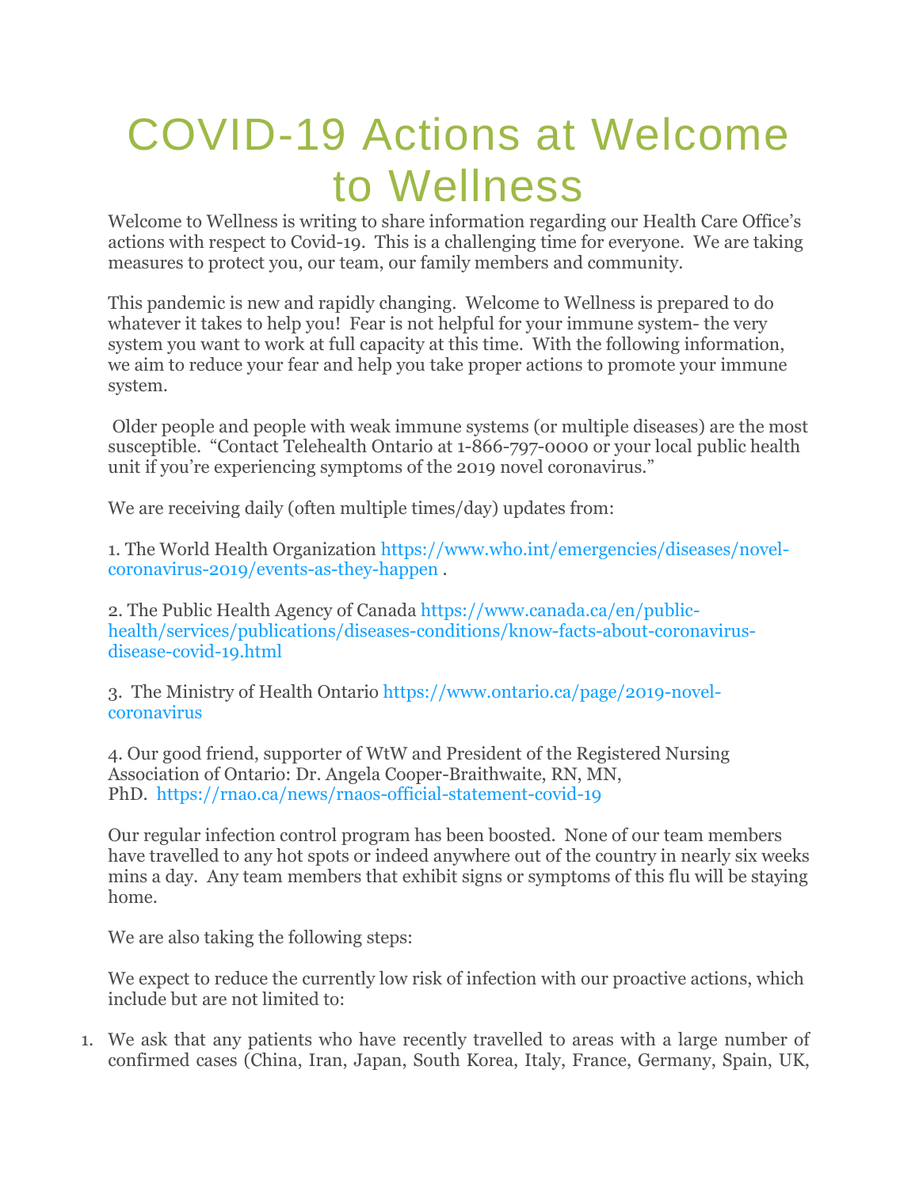# COVID-19 Actions at Welcome to Wellness

Welcome to Wellness is writing to share information regarding our Health Care Office's actions with respect to Covid-19. This is a challenging time for everyone. We are taking measures to protect you, our team, our family members and community.

This pandemic is new and rapidly changing. Welcome to Wellness is prepared to do whatever it takes to help you! Fear is not helpful for your immune system- the very system you want to work at full capacity at this time. With the following information, we aim to reduce your fear and help you take proper actions to promote your immune system.

Older people and people with weak immune systems (or multiple diseases) are the most susceptible. "Contact Telehealth Ontario at 1-866-797-0000 or your local public health unit if you're experiencing symptoms of the 2019 novel coronavirus."

We are receiving daily (often multiple times/day) updates from:

1. The World Health Organization https://www.who.int/emergencies/diseases/novel-coronavirus-2019/events-as-they-happen .

2. The Public Health Agency of Canada https://www.canada.ca/en/public-health/services/publications/diseases-conditions/know-facts-about-coronavirus-disease-covid-19.html

3. The Ministry of Health Ontario https://www.ontario.ca/page/2019-novel-coronavirus

4. Our good friend, supporter of WtW and President of the Registered Nursing Association of Ontario: Dr. Angela Cooper-Braithwaite, RN, MN, PhD. https://rnao.ca/news/rnaos-official-statement-covid-19

Our regular infection control program has been boosted. None of our team members have travelled to any hot spots or indeed anywhere out of the country in nearly six weeks mins a day. Any team members that exhibit signs or symptoms of this flu will be staying home.

We are also taking the following steps:

We expect to reduce the currently low risk of infection with our proactive actions, which include but are not limited to:

1. We ask that any patients who have recently travelled to areas with a large number of confirmed cases (China, Iran, Japan, South Korea, Italy, France, Germany, Spain, UK,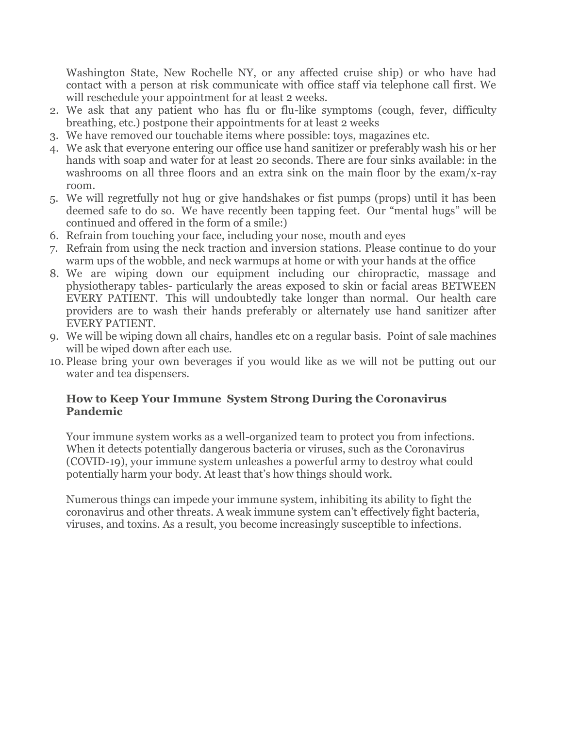Washington State, New Rochelle NY, or any affected cruise ship) or who have had contact with a person at risk communicate with office staff via telephone call first. We will reschedule your appointment for at least 2 weeks.

2. We ask that any patient who has flu or flu-like symptoms (cough, fever, difficulty breathing, etc.) postpone their appointments for at least 2 weeks
3. We have removed our touchable items where possible: toys, magazines etc.
4. We ask that everyone entering our office use hand sanitizer or preferably wash his or her hands with soap and water for at least 20 seconds. There are four sinks available: in the washrooms on all three floors and an extra sink on the main floor by the exam/x-ray room.
5. We will regretfully not hug or give handshakes or fist pumps (props) until it has been deemed safe to do so. We have recently been tapping feet. Our "mental hugs" will be continued and offered in the form of a smile:)
6. Refrain from touching your face, including your nose, mouth and eyes
7. Refrain from using the neck traction and inversion stations. Please continue to do your warm ups of the wobble, and neck warmups at home or with your hands at the office
8. We are wiping down our equipment including our chiropractic, massage and physiotherapy tables- particularly the areas exposed to skin or facial areas BETWEEN EVERY PATIENT. This will undoubtedly take longer than normal. Our health care providers are to wash their hands preferably or alternately use hand sanitizer after EVERY PATIENT.
9. We will be wiping down all chairs, handles etc on a regular basis. Point of sale machines will be wiped down after each use.
10. Please bring your own beverages if you would like as we will not be putting out our water and tea dispensers.

**How to Keep Your Immune System Strong During the Coronavirus Pandemic**

Your immune system works as a well-organized team to protect you from infections. When it detects potentially dangerous bacteria or viruses, such as the Coronavirus (COVID-19), your immune system unleashes a powerful army to destroy what could potentially harm your body. At least that's how things should work.

Numerous things can impede your immune system, inhibiting its ability to fight the coronavirus and other threats. A weak immune system can't effectively fight bacteria, viruses, and toxins. As a result, you become increasingly susceptible to infections.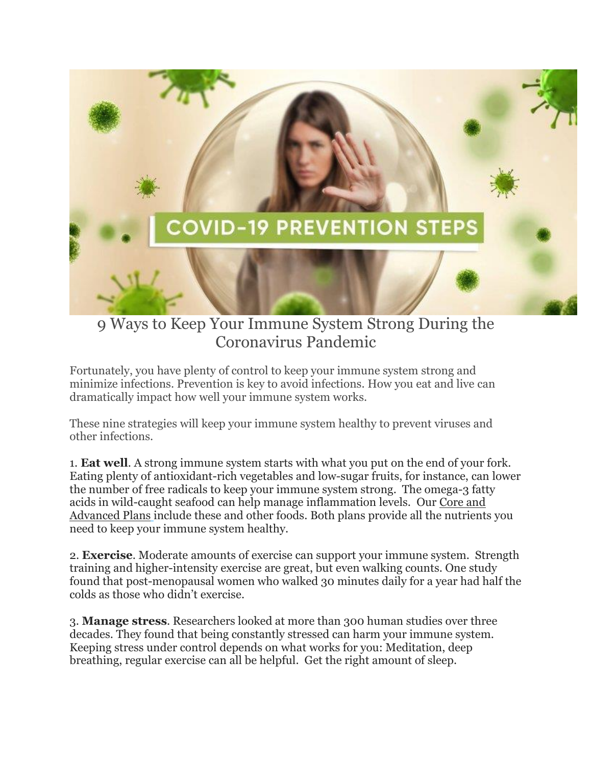# 9 Ways to Keep Your Immune System Strong During the Coronavirus Pandemic

Fortunately, you have plenty of control to keep your immune system strong and minimize infections. Prevention is key to avoid infections. How you eat and live can dramatically impact how well your immune system works.

These nine strategies will keep your immune system healthy to prevent viruses and other infections.

1. **Eat well**. A strong immune system starts with what you put on the end of your fork. Eating plenty of antioxidant-rich vegetables and low-sugar fruits, for instance, can lower the number of free radicals to keep your immune system strong. The omega-3 fatty acids in wild-caught seafood can help manage inflammation levels. Our Core and Advanced Plans include these and other foods. Both plans provide all the nutrients you need to keep your immune system healthy.

2. **Exercise**. Moderate amounts of exercise can support your immune system. Strength training and higher-intensity exercise are great, but even walking counts. One study found that post-menopausal women who walked 30 minutes daily for a year had half the colds as those who didn't exercise.

3. **Manage stress**. Researchers looked at more than 300 human studies over three decades. They found that being constantly stressed can harm your immune system. Keeping stress under control depends on what works for you: Meditation, deep breathing, regular exercise can all be helpful. Get the right amount of sleep.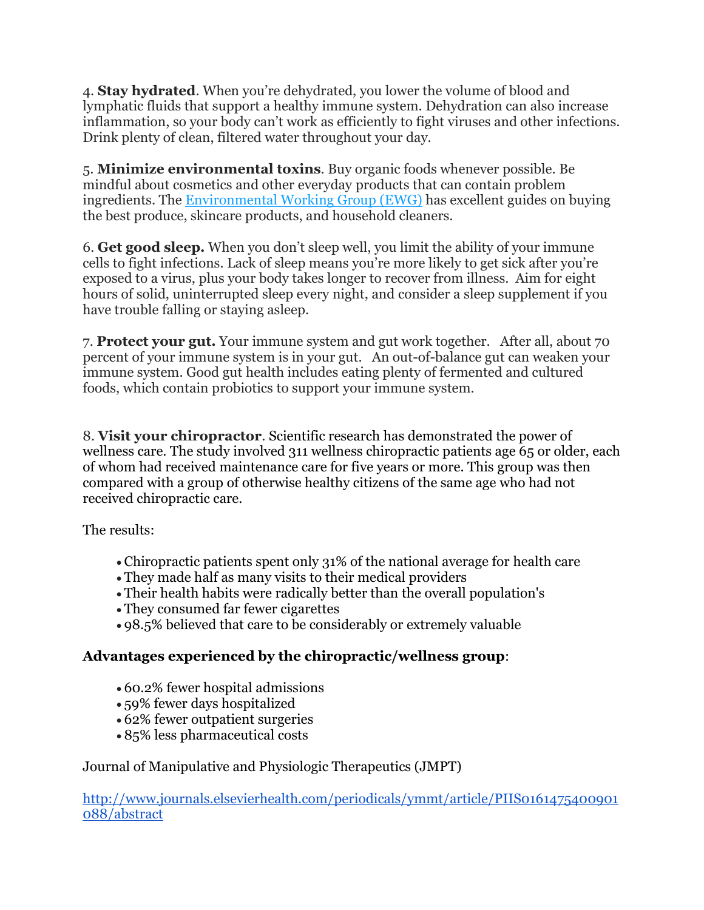4. **Stay hydrated**. When you're dehydrated, you lower the volume of blood and lymphatic fluids that support a healthy immune system. Dehydration can also increase inflammation, so your body can't work as efficiently to fight viruses and other infections. Drink plenty of clean, filtered water throughout your day.

5. **Minimize environmental toxins**. Buy organic foods whenever possible. Be mindful about cosmetics and other everyday products that can contain problem ingredients. The [Environmental Working Group (EWG)]() has excellent guides on buying the best produce, skincare products, and household cleaners.

6. **Get good sleep.** When you don't sleep well, you limit the ability of your immune cells to fight infections. Lack of sleep means you're more likely to get sick after you're exposed to a virus, plus your body takes longer to recover from illness. Aim for eight hours of solid, uninterrupted sleep every night, and consider a sleep supplement if you have trouble falling or staying asleep.

7. **Protect your gut.** Your immune system and gut work together. After all, about 70 percent of your immune system is in your gut. An out-of-balance gut can weaken your immune system. Good gut health includes eating plenty of fermented and cultured foods, which contain probiotics to support your immune system.

8. **Visit your chiropractor**. Scientific research has demonstrated the power of wellness care. The study involved 311 wellness chiropractic patients age 65 or older, each of whom had received maintenance care for five years or more. This group was then compared with a group of otherwise healthy citizens of the same age who had not received chiropractic care.

The results:

- Chiropractic patients spent only 31% of the national average for health care
- They made half as many visits to their medical providers
- Their health habits were radically better than the overall population's
- They consumed far fewer cigarettes
- 98.5% believed that care to be considerably or extremely valuable

**Advantages experienced by the chiropractic/wellness group**:

- 60.2% fewer hospital admissions
- 59% fewer days hospitalized
- 62% fewer outpatient surgeries
- 85% less pharmaceutical costs

Journal of Manipulative and Physiologic Therapeutics (JMPT)

[http://www.journals.elsevierhealth.com/periodicals/ymmt/article/PIIS0161475400901088/abstract](http://www.journals.elsevierhealth.com/periodicals/ymmt/article/PIIS0161475400901088/abstract)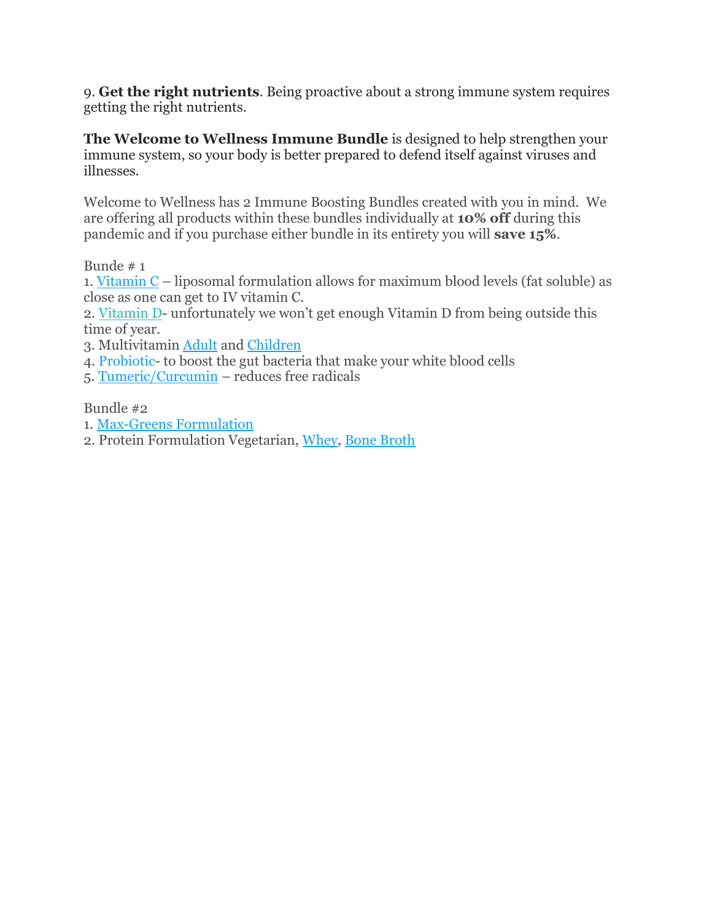9. **Get the right nutrients**. Being proactive about a strong immune system requires getting the right nutrients.

**The Welcome to Wellness Immune Bundle** is designed to help strengthen your immune system, so your body is better prepared to defend itself against viruses and illnesses.

Welcome to Wellness has 2 Immune Boosting Bundles created with you in mind. We are offering all products within these bundles individually at **10% off** during this pandemic and if you purchase either bundle in its entirety you will **save 15%**.

Bunde # 1

1. Vitamin C – liposomal formulation allows for maximum blood levels (fat soluble) as close as one can get to IV vitamin C.
2. Vitamin D- unfortunately we won't get enough Vitamin D from being outside this time of year.
3. Multivitamin Adult and Children
4. Probiotic- to boost the gut bacteria that make your white blood cells
5. Tumeric/Curcumin – reduces free radicals

Bundle #2

1. Max-Greens Formulation
2. Protein Formulation Vegetarian, Whey, Bone Broth